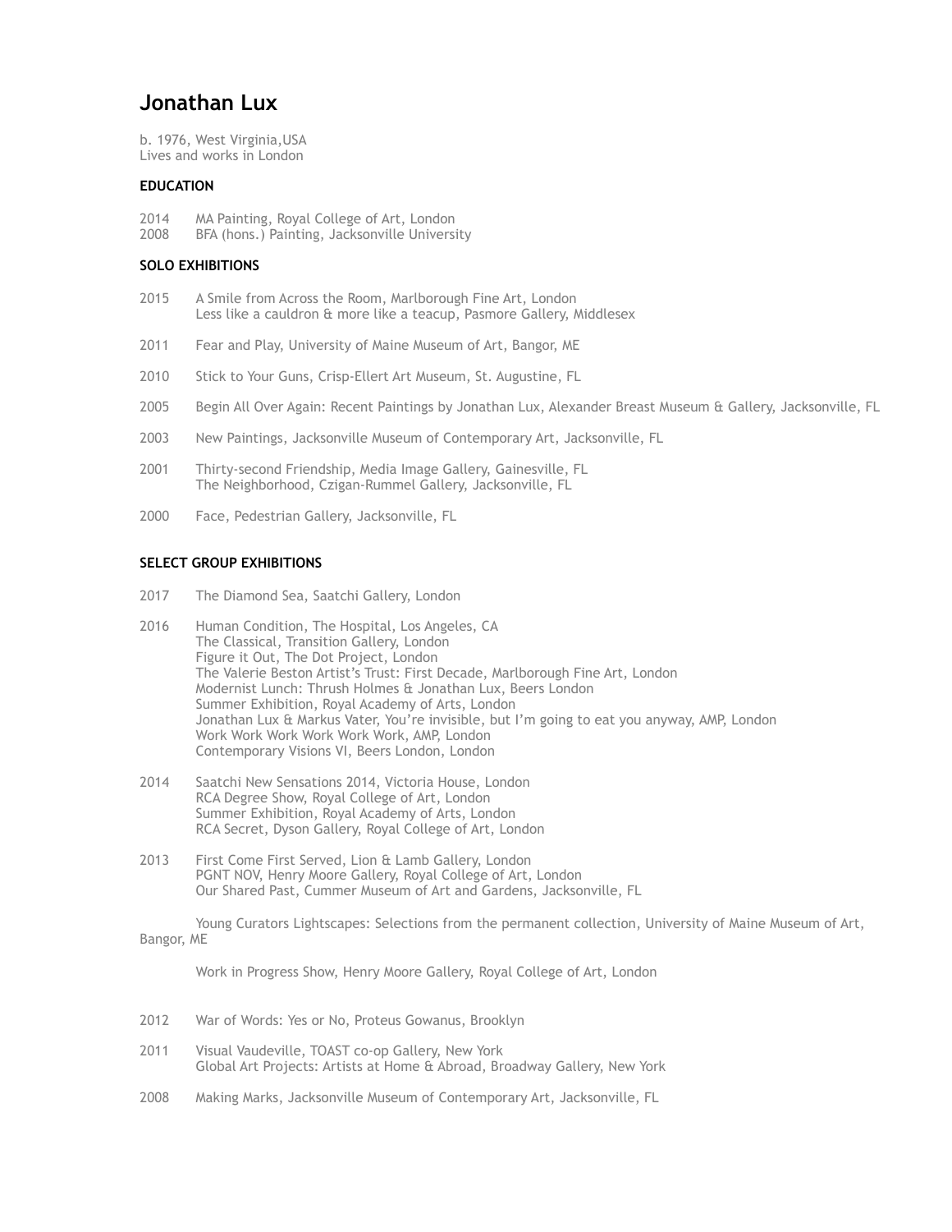# Jonathan Lux

b. 1976, West Virginia,USA
Lives and works in London

### EDUCATION

2014 MA Painting, Royal College of Art, London
2008 BFA (hons.) Painting, Jacksonville University

### SOLO EXHIBITIONS

2015 A Smile from Across the Room, Marlborough Fine Art, London
Less like a cauldron & more like a teacup, Pasmore Gallery, Middlesex

2011 Fear and Play, University of Maine Museum of Art, Bangor, ME

2010 Stick to Your Guns, Crisp-Ellert Art Museum, St. Augustine, FL

2005 Begin All Over Again: Recent Paintings by Jonathan Lux, Alexander Breast Museum & Gallery, Jacksonville, FL

2003 New Paintings, Jacksonville Museum of Contemporary Art, Jacksonville, FL

2001 Thirty-second Friendship, Media Image Gallery, Gainesville, FL
The Neighborhood, Czigan-Rummel Gallery, Jacksonville, FL

2000 Face, Pedestrian Gallery, Jacksonville, FL

### SELECT GROUP EXHIBITIONS

2017 The Diamond Sea, Saatchi Gallery, London

2016 Human Condition, The Hospital, Los Angeles, CA
The Classical, Transition Gallery, London
Figure it Out, The Dot Project, London
The Valerie Beston Artist's Trust: First Decade, Marlborough Fine Art, London
Modernist Lunch: Thrush Holmes & Jonathan Lux, Beers London
Summer Exhibition, Royal Academy of Arts, London
Jonathan Lux & Markus Vater, You're invisible, but I'm going to eat you anyway, AMP, London
Work Work Work Work Work Work, AMP, London
Contemporary Visions VI, Beers London, London

2014 Saatchi New Sensations 2014, Victoria House, London
RCA Degree Show, Royal College of Art, London
Summer Exhibition, Royal Academy of Arts, London
RCA Secret, Dyson Gallery, Royal College of Art, London

2013 First Come First Served, Lion & Lamb Gallery, London
PGNT NOV, Henry Moore Gallery, Royal College of Art, London
Our Shared Past, Cummer Museum of Art and Gardens, Jacksonville, FL

Young Curators Lightscapes: Selections from the permanent collection, University of Maine Museum of Art, Bangor, ME

Work in Progress Show, Henry Moore Gallery, Royal College of Art, London

2012 War of Words: Yes or No, Proteus Gowanus, Brooklyn

2011 Visual Vaudeville, TOAST co-op Gallery, New York
Global Art Projects: Artists at Home & Abroad, Broadway Gallery, New York

2008 Making Marks, Jacksonville Museum of Contemporary Art, Jacksonville, FL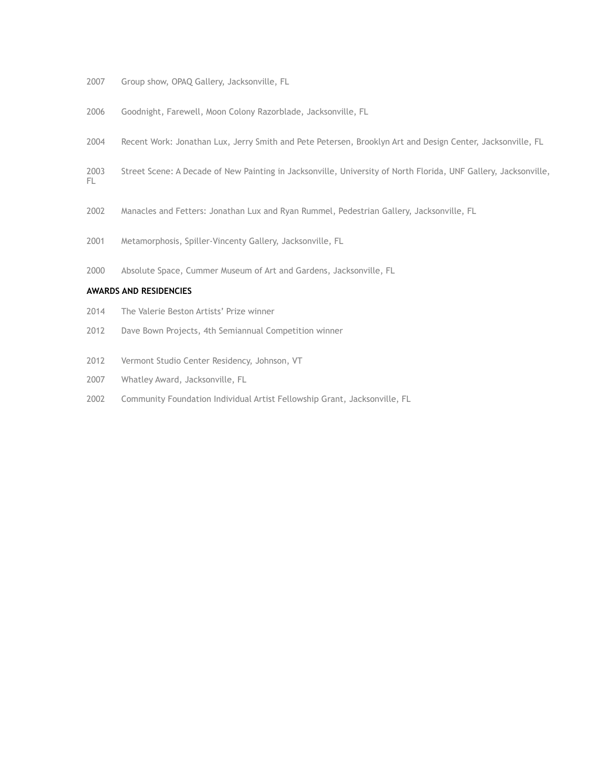2007 Group show, OPAQ Gallery, Jacksonville, FL

2006 Goodnight, Farewell, Moon Colony Razorblade, Jacksonville, FL

2004 Recent Work: Jonathan Lux, Jerry Smith and Pete Petersen, Brooklyn Art and Design Center, Jacksonville, FL

2003 Street Scene: A Decade of New Painting in Jacksonville, University of North Florida, UNF Gallery, Jacksonville, FL

2002 Manacles and Fetters: Jonathan Lux and Ryan Rummel, Pedestrian Gallery, Jacksonville, FL

2001 Metamorphosis, Spiller-Vincenty Gallery, Jacksonville, FL

2000 Absolute Space, Cummer Museum of Art and Gardens, Jacksonville, FL

**AWARDS AND RESIDENCIES**

2014 The Valerie Beston Artists' Prize winner

2012 Dave Bown Projects, 4th Semiannual Competition winner

2012 Vermont Studio Center Residency, Johnson, VT

2007 Whatley Award, Jacksonville, FL

2002 Community Foundation Individual Artist Fellowship Grant, Jacksonville, FL